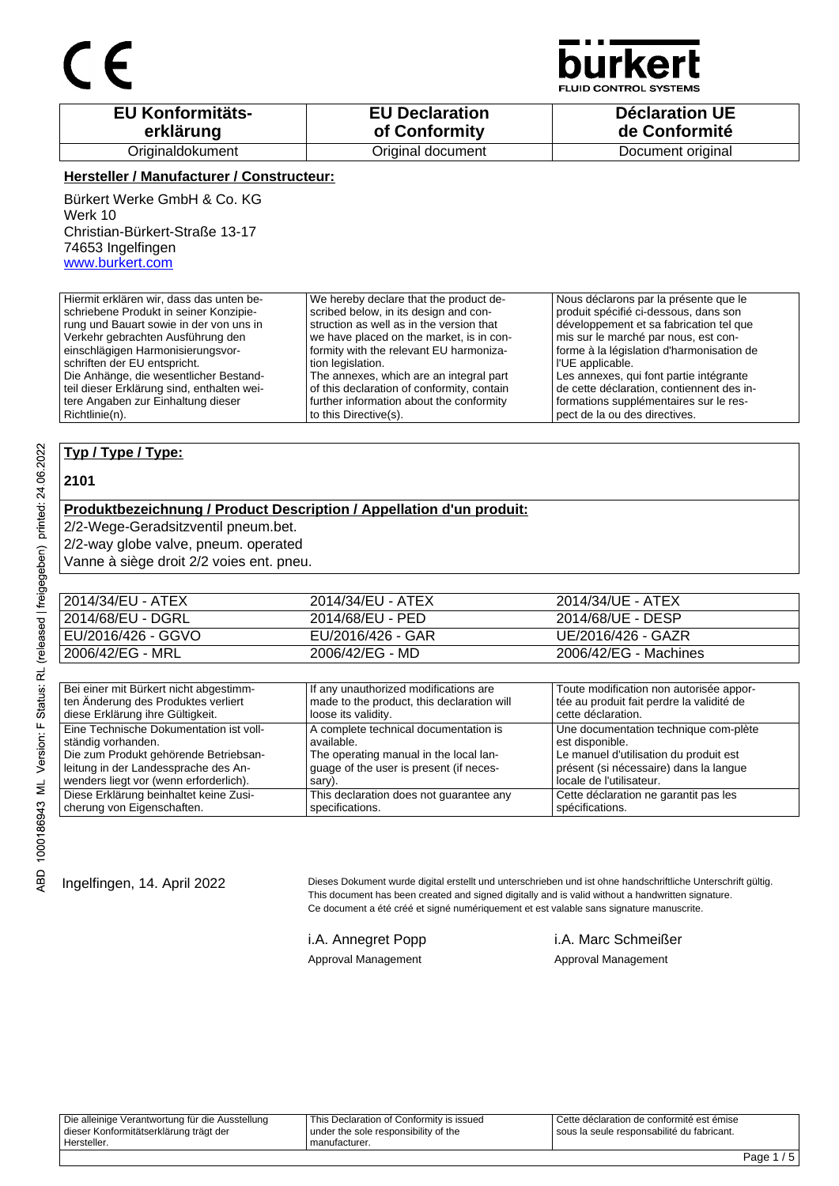CE

bürkert
FLUID CONTROL SYSTEMS

| EU Konformitäts-erklärung | EU Declaration of Conformity | Déclaration UE de Conformité |
|---|---|---|
| Originaldokument | Original document | Document original |

**Hersteller / Manufacturer / Constructeur:**

Bürkert Werke GmbH & Co. KG
Werk 10
Christian-Bürkert-Straße 13-17
74653 Ingelfingen
www.burkert.com

| | | |
|---|---|---|
| Hiermit erklären wir, dass das unten beschriebene Produkt in seiner Konzipierung und Bauart sowie in der von uns in Verkehr gebrachten Ausführung den einschlägigen Harmonisierungsvorschriften der EU entspricht. Die Anhänge, die wesentlicher Bestandteil dieser Erklärung sind, enthalten weitere Angaben zur Einhaltung dieser Richtlinie(n). | We hereby declare that the product described below, in its design and construction as well as in the version that we have placed on the market, is in conformity with the relevant EU harmonization legislation. The annexes, which are an integral part of this declaration of conformity, contain further information about the conformity to this Directive(s). | Nous déclarons par la présente que le produit spécifié ci-dessous, dans son développement et sa fabrication tel que mis sur le marché par nous, est conforme à la législation d'harmonisation de l'UE applicable. Les annexes, qui font partie intégrante de cette déclaration, contiennent des informations supplémentaires sur le respect de la ou des directives. |

**Typ / Type / Type:**

**2101**

**Produktbezeichnung / Product Description / Appellation d'un produit:**

2/2-Wege-Geradsitzventil pneum.bet.
2/2-way globe valve, pneum. operated
Vanne à siège droit 2/2 voies ent. pneu.

| | | |
|---|---|---|
| 2014/34/EU - ATEX | 2014/34/EU - ATEX | 2014/34/UE - ATEX |
| 2014/68/EU - DGRL | 2014/68/EU - PED | 2014/68/UE - DESP |
| EU/2016/426 - GGVO | EU/2016/426 - GAR | UE/2016/426 - GAZR |
| 2006/42/EG - MRL | 2006/42/EG - MD | 2006/42/EG - Machines |

| | | |
|---|---|---|
| Bei einer mit Bürkert nicht abgestimmten Änderung des Produktes verliert diese Erklärung ihre Gültigkeit. | If any unauthorized modifications are made to the product, this declaration will loose its validity. | Toute modification non autorisée apportée au produit fait perdre la validité de cette déclaration. |
| Eine Technische Dokumentation ist vollständig vorhanden. Die zum Produkt gehörende Betriebsanleitung in der Landessprache des Anwenders liegt vor (wenn erforderlich). | A complete technical documentation is available. The operating manual in the local language of the user is present (if necessary). | Une documentation technique com-plète est disponible. Le manuel d'utilisation du produit est présent (si nécessaire) dans la langue locale de l'utilisateur. |
| Diese Erklärung beinhaltet keine Zusicherung von Eigenschaften. | This declaration does not guarantee any specifications. | Cette déclaration ne garantit pas les spécifications. |

Ingelfingen, 14. April 2022

Dieses Dokument wurde digital erstellt und unterschrieben und ist ohne handschriftliche Unterschrift gültig.
This document has been created and signed digitally and is valid without a handwritten signature.
Ce document a été créé et signé numériquement et est valable sans signature manuscrite.

i.A. Annegret Popp
Approval Management

i.A. Marc Schmeißer
Approval Management

ABD 1000186943 ML Version: F Status: RL (released | freigegeben) printed: 24.06.2022

| | | |
|---|---|---|
| Die alleinige Verantwortung für die Ausstellung dieser Konformitätserklärung trägt der Hersteller. | This Declaration of Conformity is issued under the sole responsibility of the manufacturer. | Cette déclaration de conformité est émise sous la seule responsabilité du fabricant. |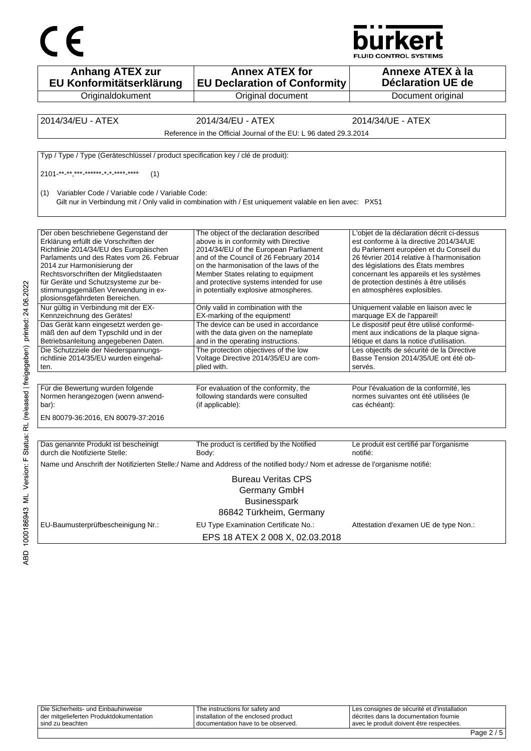CE

bürkert
FLUID CONTROL SYSTEMS

| Anhang ATEX zur EU Konformitätserklärung | Annex ATEX for EU Declaration of Conformity | Annexe ATEX à la Déclaration UE de |
|---|---|---|
| Originaldokument | Original document | Document original |

| 2014/34/EU - ATEX | 2014/34/EU - ATEX | 2014/34/UE - ATEX |
|---|---|---|
| | Reference in the Official Journal of the EU: L 96 dated 29.3.2014 | |

Typ / Type / Type (Geräteschlüssel / product specification key / clé de produit):

2101-**-**,***-******-*-*-****-**** (1)

(1) Variabler Code / Variable code / Variable Code:
Gilt nur in Verbindung mit / Only valid in combination with / Est uniquement valable en lien avec: PX51

| Der oben beschriebene Gegenstand der Erklärung erfüllt die Vorschriften der Richtlinie 2014/34/EU des Europäischen Parlaments und des Rates vom 26. Februar 2014 zur Harmonisierung der Rechtsvorschriften der Mitgliedstaaten für Geräte und Schutzsysteme zur bestimmungsgemäßen Verwendung in explosionsgefährdeten Bereichen. | The object of the declaration described above is in conformity with Directive 2014/34/EU of the European Parliament and of the Council of 26 February 2014 on the harmonisation of the laws of the Member States relating to equipment and protective systems intended for use in potentially explosive atmospheres. | L'objet de la déclaration décrit ci-dessus est conforme à la directive 2014/34/UE du Parlement européen et du Conseil du 26 février 2014 relative à l'harmonisation des législations des États membres concernant les appareils et les systèmes de protection destinés à être utilisés en atmosphères explosibles. |
|---|---|---|
| Nur gültig in Verbindung mit der EX-Kennzeichnung des Gerätes! | Only valid in combination with the EX-marking of the equipment! | Uniquement valable en liaison avec le marquage EX de l'appareil! |
| Das Gerät kann eingesetzt werden gemäß den auf dem Typschild und in der Betriebsanleitung angegebenen Daten. | The device can be used in accordance with the data given on the nameplate and in the operating instructions. | Le dispositif peut être utilisé conformément aux indications de la plaque signalétique et dans la notice d'utilisation. |
| Die Schutzziele der Niederspannungsrichtlinie 2014/35/EU wurden eingehalten. | The protection objectives of the low Voltage Directive 2014/35/EU are complied with. | Les objectifs de sécurité de la Directive Basse Tension 2014/35/UE ont été observés. |

| Für die Bewertung wurden folgende Normen herangezogen (wenn anwendbar): | For evaluation of the conformity, the following standards were consulted (if applicable): | Pour l'évaluation de la conformité, les normes suivantes ont été utilisées (le cas échéant): |
|---|---|---|

EN 80079-36:2016, EN 80079-37:2016

| Das genannte Produkt ist bescheinigt durch die Notifizierte Stelle: | The product is certified by the Notified Body: | Le produit est certifié par l'organisme notifié: |
|---|---|---|

Name und Anschrift der Notifizierten Stelle:/ Name and Address of the notified body:/ Nom et adresse de l'organisme notifié:

Bureau Veritas CPS
Germany GmbH
Businesspark
86842 Türkheim, Germany

| EU-Baumusterprüfbescheinigung Nr.: | EU Type Examination Certificate No.: | Attestation d'examen UE de type Non.: |
|---|---|---|
| | EPS 18 ATEX 2 008 X, 02.03.2018 | |

ABD 1000186943 ML Version: F Status: RL (released | freigegeben) printed: 24.06.2022

| Die Sicherheits- und Einbauhinweise der mitgelieferten Produktdokumentation sind zu beachten | The instructions for safety and installation of the enclosed product documentation have to be observed. | Les consignes de sécurité et d'installation décrites dans la documentation fournie avec le produit doivent être respectées. |
|---|---|---|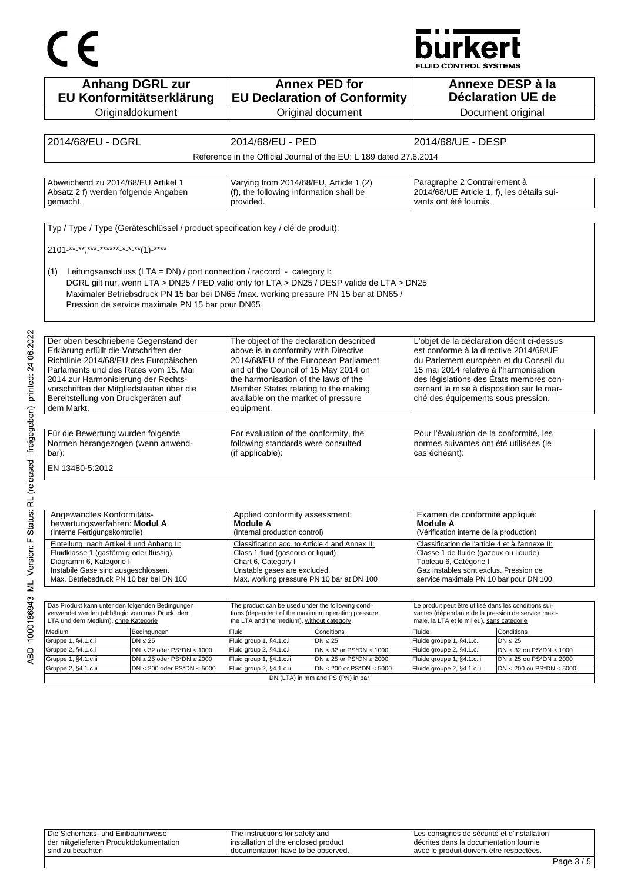| **Anhang DGRL zur EU Konformitätserklärung** | **Annex PED for EU Declaration of Conformity** | **Annexe DESP à la Déclaration UE de** |
|---|---|---|
| Originaldokument | Original document | Document original |

| 2014/68/EU - DGRL | 2014/68/EU - PED | 2014/68/UE - DESP |
|---|---|---|
| | Reference in the Official Journal of the EU: L 189 dated 27.6.2014 | |

| Abweichend zu 2014/68/EU Artikel 1 Absatz 2 f) werden folgende Angaben gemacht. | Varying from 2014/68/EU, Article 1 (2) (f), the following information shall be provided. | Paragraphe 2 Contrairement à 2014/68/UE Article 1, f), les détails suivants ont été fournis. |
|---|---|---|

Typ / Type / Type (Geräteschlüssel / product specification key / clé de produit):

2101-**-**,***-******-*-*-**(1)-****

(1) Leitungsanschluss (LTA = DN) / port connection / raccord - category I:
DGRL gilt nur, wenn LTA > DN25 / PED valid only for LTA > DN25 / DESP valide de LTA > DN25
Maximaler Betriebsdruck PN 15 bar bei DN65 /max. working pressure PN 15 bar at DN65 /
Pression de service maximale PN 15 bar pour DN65

| Der oben beschriebene Gegenstand der Erklärung erfüllt die Vorschriften der Richtlinie 2014/68/EU des Europäischen Parlaments und des Rates vom 15. Mai 2014 zur Harmonisierung der Rechtsvorschriften der Mitgliedstaaten über die Bereitstellung von Druckgeräten auf dem Markt. | The object of the declaration described above is in conformity with Directive 2014/68/EU of the European Parliament and of the Council of 15 May 2014 on the harmonisation of the laws of the Member States relating to the making available on the market of pressure equipment. | L'objet de la déclaration décrit ci-dessus est conforme à la directive 2014/68/UE du Parlement européen et du Conseil du 15 mai 2014 relative à l'harmonisation des législations des États membres concernant la mise à disposition sur le marché des équipements sous pression. |
|---|---|---|

| Für die Bewertung wurden folgende Normen herangezogen (wenn anwendbar): | For evaluation of the conformity, the following standards were consulted (if applicable): | Pour l'évaluation de la conformité, les normes suivantes ont été utilisées (le cas échéant): |
|---|---|---|

EN 13480-5:2012

| Angewandtes Konformitätsbewertungsverfahren: **Modul A** (Interne Fertigungskontrolle) | Applied conformity assessment: **Module A** (Internal production control) | Examen de conformité appliqué: **Module A** (Vérification interne de la production) |
|---|---|---|
| Einteilung nach Artikel 4 und Anhang II: Fluidklasse 1 (gasförmig oder flüssig), Diagramm 6, Kategorie I Instabile Gase sind ausgeschlossen. Max. Betriebsdruck PN 10 bar bei DN 100 | Classification acc. to Article 4 and Annex II: Class 1 fluid (gaseous or liquid) Chart 6, Category I Unstable gases are excluded. Max. working pressure PN 10 bar at DN 100 | Classification de l'article 4 et à l'annexe II: Classe 1 de fluide (gazeux ou liquide) Tableau 6, Catégorie I Gaz instables sont exclus. Pression de service maximale PN 10 bar pour DN 100 |

| Das Produkt kann unter den folgenden Bedingungen verwendet werden (abhängig vom max Druck, dem LTA und dem Medium), ohne Kategorie | | The product can be used under the following conditions (dependent of the maximum operating pressure, the LTA and the medium), without category | | Le produit peut être utilisé dans les conditions suivantes (dépendante de la pression de service maximale, la LTA et le milieu), sans catégorie | |
|---|---|---|---|---|---|
| Medium | Bedingungen | Fluid | Conditions | Fluide | Conditions |
| Gruppe 1, §4.1.c.i | DN ≤ 25 | Fluid group 1, §4.1.c.i | DN ≤ 25 | Fluide groupe 1, §4.1.c.i | DN ≤ 25 |
| Gruppe 2, §4.1.c.i | DN ≤ 32 oder PS*DN ≤ 1000 | Fluid group 2, §4.1.c.i | DN ≤ 32 or PS*DN ≤ 1000 | Fluide groupe 2, §4.1.c.i | DN ≤ 32 ou PS*DN ≤ 1000 |
| Gruppe 1, §4.1.c.ii | DN ≤ 25 oder PS*DN ≤ 2000 | Fluid group 1, §4.1.c.ii | DN ≤ 25 or PS*DN ≤ 2000 | Fluide groupe 1, §4.1.c.ii | DN ≤ 25 ou PS*DN ≤ 2000 |
| Gruppe 2, §4.1.c.ii | DN ≤ 200 oder PS*DN ≤ 5000 | Fluid group 2, §4.1.c.ii | DN ≤ 200 or PS*DN ≤ 5000 | Fluide groupe 2, §4.1.c.ii | DN ≤ 200 ou PS*DN ≤ 5000 |
| DN (LTA) in mm and PS (PN) in bar | | | | | |

| Die Sicherheits- und Einbauhinweise der mitgelieferten Produktdokumentation sind zu beachten | The instructions for safety and installation of the enclosed product documentation have to be observed. | Les consignes de sécurité et d'installation décrites dans la documentation fournie avec le produit doivent être respectées. |
|---|---|---|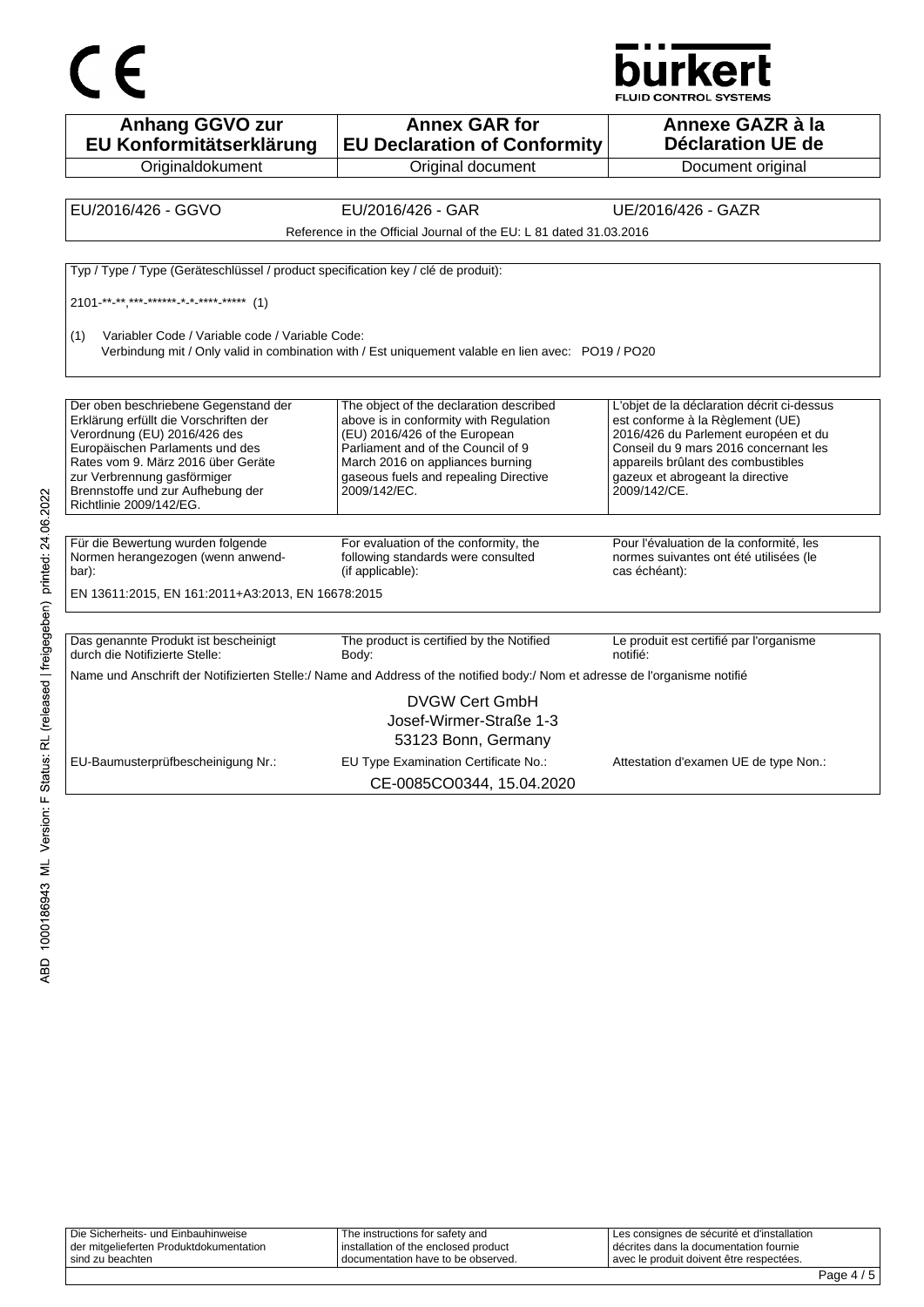CE

bürkert
FLUID CONTROL SYSTEMS

| Anhang GGVO zur EU Konformitätserklärung | Annex GAR for EU Declaration of Conformity | Annexe GAZR à la Déclaration UE de |
|---|---|---|
| Originaldokument | Original document | Document original |

| EU/2016/426 - GGVO | EU/2016/426 - GAR | UE/2016/426 - GAZR |
|---|---|---|

Reference in the Official Journal of the EU: L 81 dated 31.03.2016

Typ / Type / Type (Geräteschlüssel / product specification key / clé de produit):

2101-**-**,***-******-*-*-****-***** (1)

(1) Variabler Code / Variable code / Variable Code:
Verbindung mit / Only valid in combination with / Est uniquement valable en lien avec: PO19 / PO20

| Der oben beschriebene Gegenstand der Erklärung erfüllt die Vorschriften der Verordnung (EU) 2016/426 des Europäischen Parlaments und des Rates vom 9. März 2016 über Geräte zur Verbrennung gasförmiger Brennstoffe und zur Aufhebung der Richtlinie 2009/142/EG. | The object of the declaration described above is in conformity with Regulation (EU) 2016/426 of the European Parliament and of the Council of 9 March 2016 on appliances burning gaseous fuels and repealing Directive 2009/142/EC. | L'objet de la déclaration décrit ci-dessus est conforme à la Règlement (UE) 2016/426 du Parlement européen et du Conseil du 9 mars 2016 concernant les appareils brûlant des combustibles gazeux et abrogeant la directive 2009/142/CE. |
|---|---|---|

| Für die Bewertung wurden folgende Normen herangezogen (wenn anwendbar): | For evaluation of the conformity, the following standards were consulted (if applicable): | Pour l'évaluation de la conformité, les normes suivantes ont été utilisées (le cas échéant): |
|---|---|---|

EN 13611:2015, EN 161:2011+A3:2013, EN 16678:2015

| Das genannte Produkt ist bescheinigt durch die Notifizierte Stelle: | The product is certified by the Notified Body: | Le produit est certifié par l'organisme notifié: |
|---|---|---|

Name und Anschrift der Notifizierten Stelle:/ Name and Address of the notified body:/ Nom et adresse de l'organisme notifié

DVGW Cert GmbH
Josef-Wirmer-Straße 1-3
53123 Bonn, Germany

| EU-Baumusterprüfbescheinigung Nr.: | EU Type Examination Certificate No.: | Attestation d'examen UE de type Non.: |
|---|---|---|

CE-0085CO0344, 15.04.2020

| Die Sicherheits- und Einbauhinweise der mitgelieferten Produktdokumentation sind zu beachten | The instructions for safety and installation of the enclosed product documentation have to be observed. | Les consignes de sécurité et d'installation décrites dans la documentation fournie avec le produit doivent être respectées. |
|---|---|---|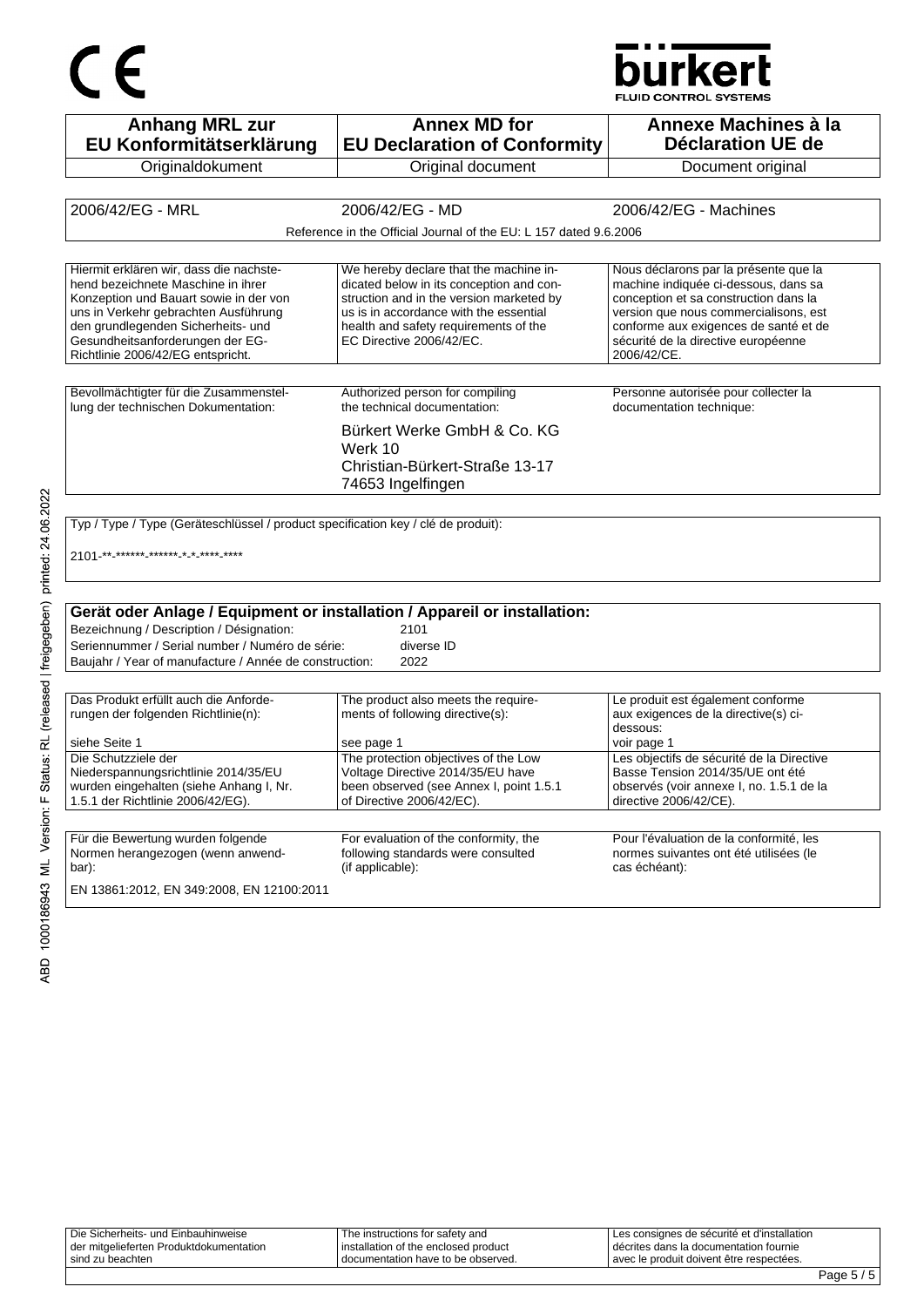CE

bürkert FLUID CONTROL SYSTEMS

| Anhang MRL zur EU Konformitätserklärung | Annex MD for EU Declaration of Conformity | Annexe Machines à la Déclaration UE de |
| --- | --- | --- |
| Originaldokument | Original document | Document original |

| 2006/42/EG - MRL | 2006/42/EG - MD | 2006/42/EG - Machines |
| --- | --- | --- |
| | Reference in the Official Journal of the EU: L 157 dated 9.6.2006 | |

| | | |
| --- | --- | --- |
| Hiermit erklären wir, dass die nachstehend bezeichnete Maschine in ihrer Konzeption und Bauart sowie in der von uns in Verkehr gebrachten Ausführung den grundlegenden Sicherheits- und Gesundheitsanforderungen der EG-Richtlinie 2006/42/EG entspricht. | We hereby declare that the machine indicated below in its conception and construction and in the version marketed by us is in accordance with the essential health and safety requirements of the EC Directive 2006/42/EC. | Nous déclarons par la présente que la machine indiquée ci-dessous, dans sa conception et sa construction dans la version que nous commercialisons, est conforme aux exigences de santé et de sécurité de la directive européenne 2006/42/CE. |

| | | |
| --- | --- | --- |
| Bevollmächtigter für die Zusammenstellung der technischen Dokumentation: | Authorized person for compiling the technical documentation: | Personne autorisée pour collecter la documentation technique: |

Bürkert Werke GmbH & Co. KG
Werk 10
Christian-Bürkert-Straße 13-17
74653 Ingelfingen

Typ / Type / Type (Geräteschlüssel / product specification key / clé de produit):

2101-**-******-******-*-*-****-****

**Gerät oder Anlage / Equipment or installation / Appareil or installation:**

| | |
| --- | --- |
| Bezeichnung / Description / Désignation: | 2101 |
| Seriennummer / Serial number / Numéro de série: | diverse ID |
| Baujahr / Year of manufacture / Année de construction: | 2022 |

| | | |
| --- | --- | --- |
| Das Produkt erfüllt auch die Anforderungen der folgenden Richtlinie(n): | The product also meets the requirements of following directive(s): | Le produit est également conforme aux exigences de la directive(s) ci-dessous: |
| siehe Seite 1 | see page 1 | voir page 1 |
| Die Schutzziele der Niederspannungsrichtlinie 2014/35/EU wurden eingehalten (siehe Anhang I, Nr. 1.5.1 der Richtlinie 2006/42/EG). | The protection objectives of the Low Voltage Directive 2014/35/EU have been observed (see Annex I, point 1.5.1 of Directive 2006/42/EC). | Les objectifs de sécurité de la Directive Basse Tension 2014/35/UE ont été observés (voir annexe I, no. 1.5.1 de la directive 2006/42/CE). |

| | | |
| --- | --- | --- |
| Für die Bewertung wurden folgende Normen herangezogen (wenn anwendbar): | For evaluation of the conformity, the following standards were consulted (if applicable): | Pour l'évaluation de la conformité, les normes suivantes ont été utilisées (le cas échéant): |

EN 13861:2012, EN 349:2008, EN 12100:2011

| | | |
| --- | --- | --- |
| Die Sicherheits- und Einbauhinweise der mitgelieferten Produktdokumentation sind zu beachten | The instructions for safety and installation of the enclosed product documentation have to be observed. | Les consignes de sécurité et d'installation décrites dans la documentation fournie avec le produit doivent être respectées. |